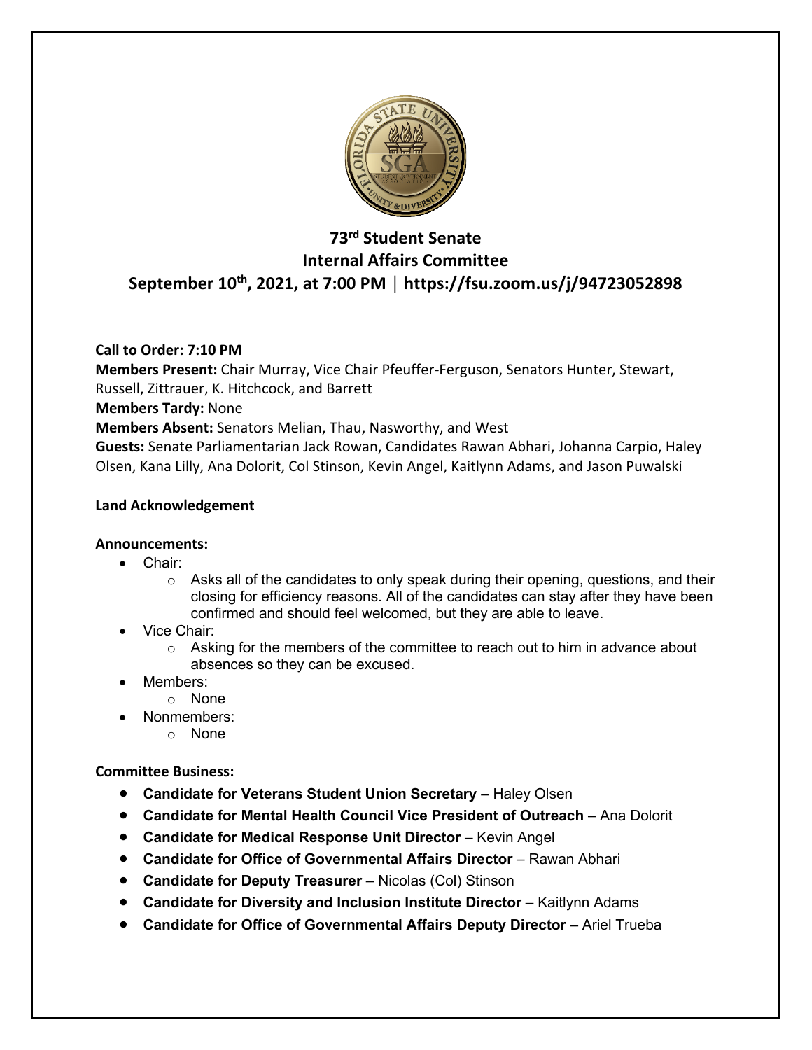# 73rd Student Senate
## Internal Affairs Committee
### September 10th, 2021, at 7:00 PM | https://fsu.zoom.us/j/94723052898

**Call to Order: 7:10 PM**
**Members Present:** Chair Murray, Vice Chair Pfeuffer-Ferguson, Senators Hunter, Stewart, Russell, Zittrauer, K. Hitchcock, and Barrett
**Members Tardy:** None
**Members Absent:** Senators Melian, Thau, Nasworthy, and West
**Guests:** Senate Parliamentarian Jack Rowan, Candidates Rawan Abhari, Johanna Carpio, Haley Olsen, Kana Lilly, Ana Dolorit, Col Stinson, Kevin Angel, Kaitlynn Adams, and Jason Puwalski

**Land Acknowledgement**

**Announcements:**

- Chair:
    - Asks all of the candidates to only speak during their opening, questions, and their closing for efficiency reasons. All of the candidates can stay after they have been confirmed and should feel welcomed, but they are able to leave.
- Vice Chair:
    - Asking for the members of the committee to reach out to him in advance about absences so they can be excused.
- Members:
    - None
- Nonmembers:
    - None

**Committee Business:**

- **Candidate for Veterans Student Union Secretary** – Haley Olsen
- **Candidate for Mental Health Council Vice President of Outreach** – Ana Dolorit
- **Candidate for Medical Response Unit Director** – Kevin Angel
- **Candidate for Office of Governmental Affairs Director** – Rawan Abhari
- **Candidate for Deputy Treasurer** – Nicolas (Col) Stinson
- **Candidate for Diversity and Inclusion Institute Director** – Kaitlynn Adams
- **Candidate for Office of Governmental Affairs Deputy Director** – Ariel Trueba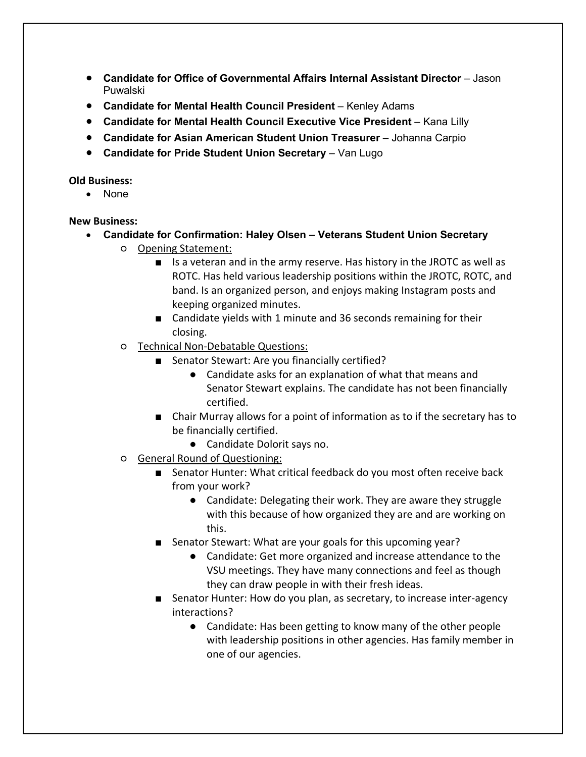- **Candidate for Office of Governmental Affairs Internal Assistant Director** – Jason Puwalski
- **Candidate for Mental Health Council President** – Kenley Adams
- **Candidate for Mental Health Council Executive Vice President** – Kana Lilly
- **Candidate for Asian American Student Union Treasurer** – Johanna Carpio
- **Candidate for Pride Student Union Secretary** – Van Lugo

**Old Business:**

- None

**New Business:**

- **Candidate for Confirmation: Haley Olsen – Veterans Student Union Secretary**
  - Opening Statement:
    - Is a veteran and in the army reserve. Has history in the JROTC as well as ROTC. Has held various leadership positions within the JROTC, ROTC, and band. Is an organized person, and enjoys making Instagram posts and keeping organized minutes.
    - Candidate yields with 1 minute and 36 seconds remaining for their closing.
  - Technical Non-Debatable Questions:
    - Senator Stewart: Are you financially certified?
      - Candidate asks for an explanation of what that means and Senator Stewart explains. The candidate has not been financially certified.
    - Chair Murray allows for a point of information as to if the secretary has to be financially certified.
      - Candidate Dolorit says no.
  - General Round of Questioning:
    - Senator Hunter: What critical feedback do you most often receive back from your work?
      - Candidate: Delegating their work. They are aware they struggle with this because of how organized they are and are working on this.
    - Senator Stewart: What are your goals for this upcoming year?
      - Candidate: Get more organized and increase attendance to the VSU meetings. They have many connections and feel as though they can draw people in with their fresh ideas.
    - Senator Hunter: How do you plan, as secretary, to increase inter-agency interactions?
      - Candidate: Has been getting to know many of the other people with leadership positions in other agencies. Has family member in one of our agencies.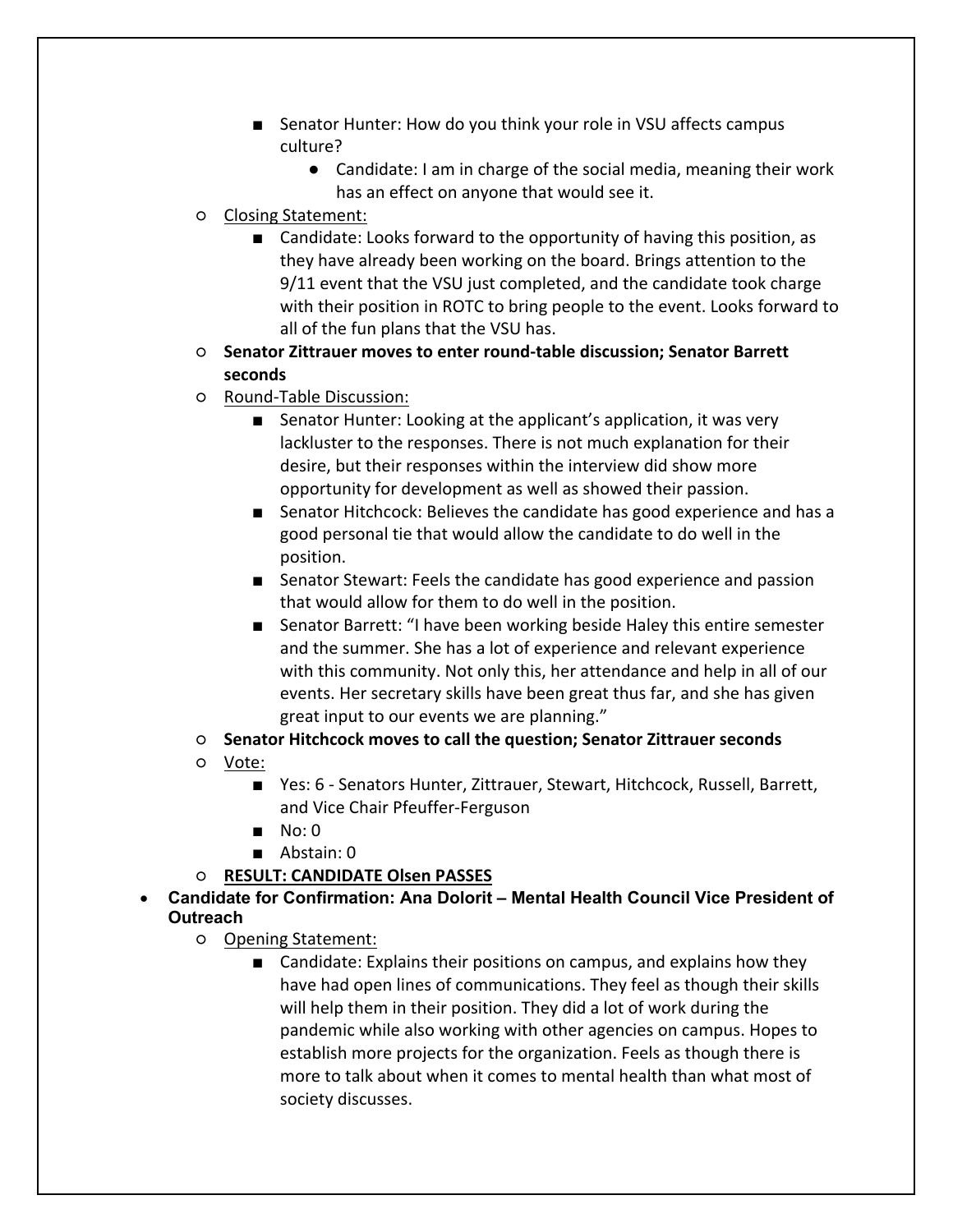- Senator Hunter: How do you think your role in VSU affects campus culture?
      - Candidate: I am in charge of the social media, meaning their work has an effect on anyone that would see it.
  - Closing Statement:
    - Candidate: Looks forward to the opportunity of having this position, as they have already been working on the board. Brings attention to the 9/11 event that the VSU just completed, and the candidate took charge with their position in ROTC to bring people to the event. Looks forward to all of the fun plans that the VSU has.
  - **Senator Zittrauer moves to enter round-table discussion; Senator Barrett seconds**
  - Round-Table Discussion:
    - Senator Hunter: Looking at the applicant's application, it was very lackluster to the responses. There is not much explanation for their desire, but their responses within the interview did show more opportunity for development as well as showed their passion.
    - Senator Hitchcock: Believes the candidate has good experience and has a good personal tie that would allow the candidate to do well in the position.
    - Senator Stewart: Feels the candidate has good experience and passion that would allow for them to do well in the position.
    - Senator Barrett: "I have been working beside Haley this entire semester and the summer. She has a lot of experience and relevant experience with this community. Not only this, her attendance and help in all of our events. Her secretary skills have been great thus far, and she has given great input to our events we are planning."
  - **Senator Hitchcock moves to call the question; Senator Zittrauer seconds**
  - Vote:
    - Yes: 6 - Senators Hunter, Zittrauer, Stewart, Hitchcock, Russell, Barrett, and Vice Chair Pfeuffer-Ferguson
    - No: 0
    - Abstain: 0
  - **RESULT: CANDIDATE Olsen PASSES**

- **Candidate for Confirmation: Ana Dolorit – Mental Health Council Vice President of Outreach**
  - Opening Statement:
    - Candidate: Explains their positions on campus, and explains how they have had open lines of communications. They feel as though their skills will help them in their position. They did a lot of work during the pandemic while also working with other agencies on campus. Hopes to establish more projects for the organization. Feels as though there is more to talk about when it comes to mental health than what most of society discusses.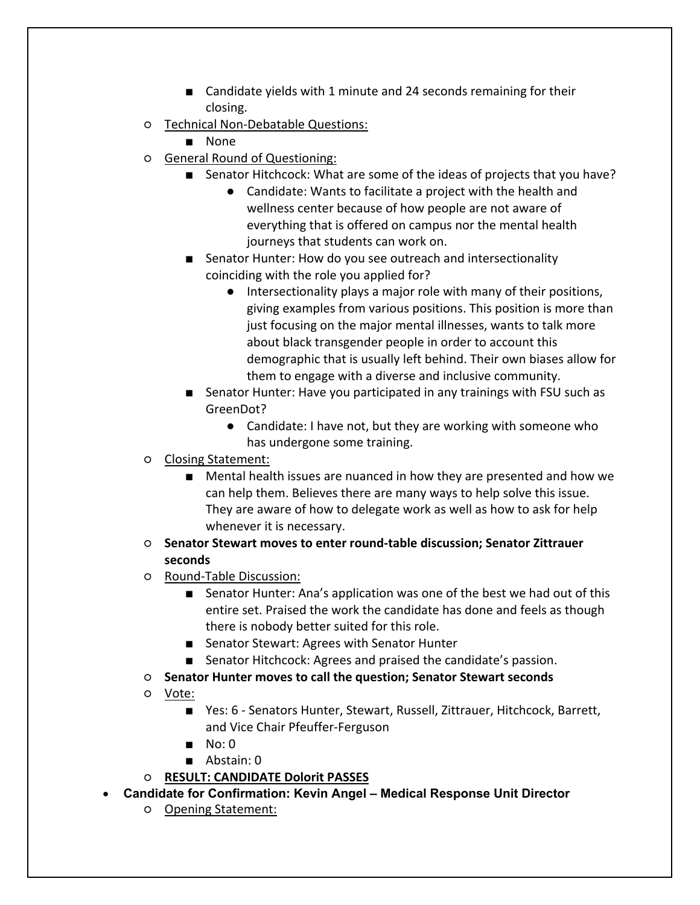- Candidate yields with 1 minute and 24 seconds remaining for their closing.
    - Technical Non-Debatable Questions:
        - None
    - General Round of Questioning:
        - Senator Hitchcock: What are some of the ideas of projects that you have?
            - Candidate: Wants to facilitate a project with the health and wellness center because of how people are not aware of everything that is offered on campus nor the mental health journeys that students can work on.
        - Senator Hunter: How do you see outreach and intersectionality coinciding with the role you applied for?
            - Intersectionality plays a major role with many of their positions, giving examples from various positions. This position is more than just focusing on the major mental illnesses, wants to talk more about black transgender people in order to account this demographic that is usually left behind. Their own biases allow for them to engage with a diverse and inclusive community.
        - Senator Hunter: Have you participated in any trainings with FSU such as GreenDot?
            - Candidate: I have not, but they are working with someone who has undergone some training.
    - Closing Statement:
        - Mental health issues are nuanced in how they are presented and how we can help them. Believes there are many ways to help solve this issue. They are aware of how to delegate work as well as how to ask for help whenever it is necessary.
    - **Senator Stewart moves to enter round-table discussion; Senator Zittrauer seconds**
    - Round-Table Discussion:
        - Senator Hunter: Ana's application was one of the best we had out of this entire set. Praised the work the candidate has done and feels as though there is nobody better suited for this role.
        - Senator Stewart: Agrees with Senator Hunter
        - Senator Hitchcock: Agrees and praised the candidate's passion.
    - **Senator Hunter moves to call the question; Senator Stewart seconds**
    - Vote:
        - Yes: 6 - Senators Hunter, Stewart, Russell, Zittrauer, Hitchcock, Barrett, and Vice Chair Pfeuffer-Ferguson
        - No: 0
        - Abstain: 0
    - **RESULT: CANDIDATE Dolorit PASSES**
- **Candidate for Confirmation: Kevin Angel – Medical Response Unit Director**
    - Opening Statement: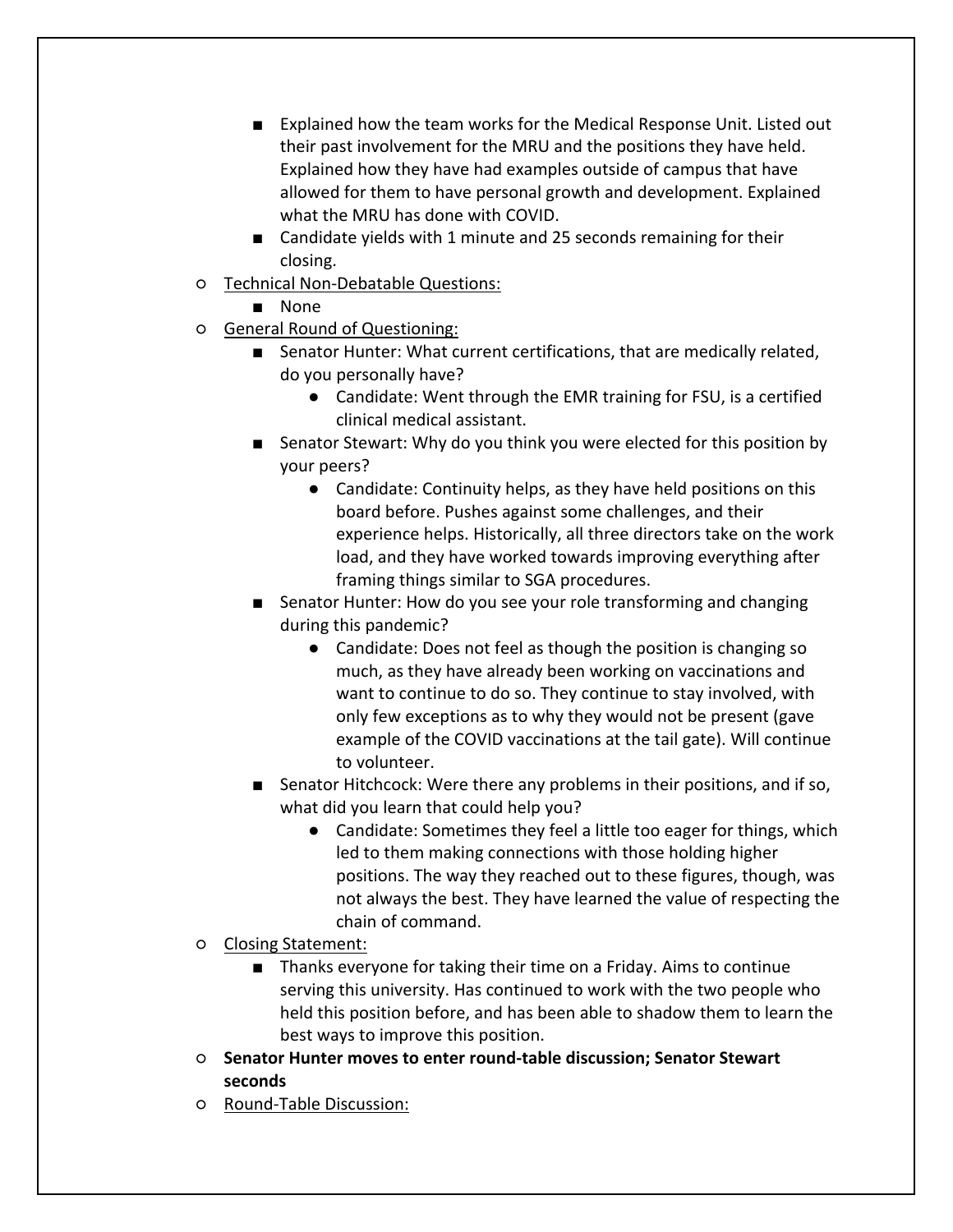- Explained how the team works for the Medical Response Unit. Listed out their past involvement for the MRU and the positions they have held. Explained how they have had examples outside of campus that have allowed for them to have personal growth and development. Explained what the MRU has done with COVID.
      - Candidate yields with 1 minute and 25 seconds remaining for their closing.
   - <u>Technical Non-Debatable Questions:</u>
      - None
   - <u>General Round of Questioning:</u>
      - Senator Hunter: What current certifications, that are medically related, do you personally have?
         - Candidate: Went through the EMR training for FSU, is a certified clinical medical assistant.
      - Senator Stewart: Why do you think you were elected for this position by your peers?
         - Candidate: Continuity helps, as they have held positions on this board before. Pushes against some challenges, and their experience helps. Historically, all three directors take on the work load, and they have worked towards improving everything after framing things similar to SGA procedures.
      - Senator Hunter: How do you see your role transforming and changing during this pandemic?
         - Candidate: Does not feel as though the position is changing so much, as they have already been working on vaccinations and want to continue to do so. They continue to stay involved, with only few exceptions as to why they would not be present (gave example of the COVID vaccinations at the tail gate). Will continue to volunteer.
      - Senator Hitchcock: Were there any problems in their positions, and if so, what did you learn that could help you?
         - Candidate: Sometimes they feel a little too eager for things, which led to them making connections with those holding higher positions. The way they reached out to these figures, though, was not always the best. They have learned the value of respecting the chain of command.
   - <u>Closing Statement:</u>
      - Thanks everyone for taking their time on a Friday. Aims to continue serving this university. Has continued to work with the two people who held this position before, and has been able to shadow them to learn the best ways to improve this position.
   - **Senator Hunter moves to enter round-table discussion; Senator Stewart seconds**
   - <u>Round-Table Discussion:</u>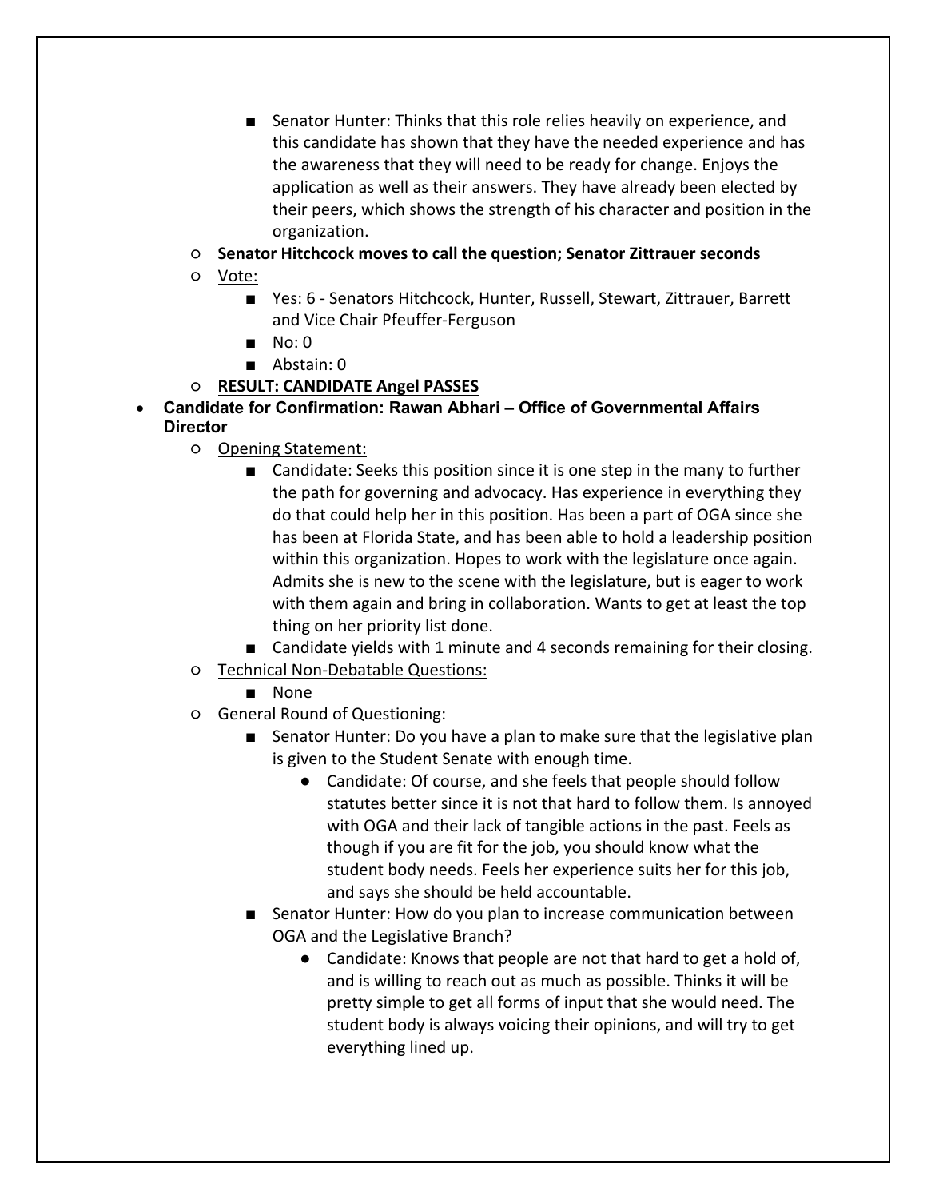- Senator Hunter: Thinks that this role relies heavily on experience, and this candidate has shown that they have the needed experience and has the awareness that they will need to be ready for change. Enjoys the application as well as their answers. They have already been elected by their peers, which shows the strength of his character and position in the organization.
    - **Senator Hitchcock moves to call the question; Senator Zittrauer seconds**
    - Vote:
        - Yes: 6 - Senators Hitchcock, Hunter, Russell, Stewart, Zittrauer, Barrett and Vice Chair Pfeuffer-Ferguson
        - No: 0
        - Abstain: 0
    - **RESULT: CANDIDATE Angel PASSES**
- **Candidate for Confirmation: Rawan Abhari – Office of Governmental Affairs Director**
    - Opening Statement:
        - Candidate: Seeks this position since it is one step in the many to further the path for governing and advocacy. Has experience in everything they do that could help her in this position. Has been a part of OGA since she has been at Florida State, and has been able to hold a leadership position within this organization. Hopes to work with the legislature once again. Admits she is new to the scene with the legislature, but is eager to work with them again and bring in collaboration. Wants to get at least the top thing on her priority list done.
        - Candidate yields with 1 minute and 4 seconds remaining for their closing.
    - Technical Non-Debatable Questions:
        - None
    - General Round of Questioning:
        - Senator Hunter: Do you have a plan to make sure that the legislative plan is given to the Student Senate with enough time.
            - Candidate: Of course, and she feels that people should follow statutes better since it is not that hard to follow them. Is annoyed with OGA and their lack of tangible actions in the past. Feels as though if you are fit for the job, you should know what the student body needs. Feels her experience suits her for this job, and says she should be held accountable.
        - Senator Hunter: How do you plan to increase communication between OGA and the Legislative Branch?
            - Candidate: Knows that people are not that hard to get a hold of, and is willing to reach out as much as possible. Thinks it will be pretty simple to get all forms of input that she would need. The student body is always voicing their opinions, and will try to get everything lined up.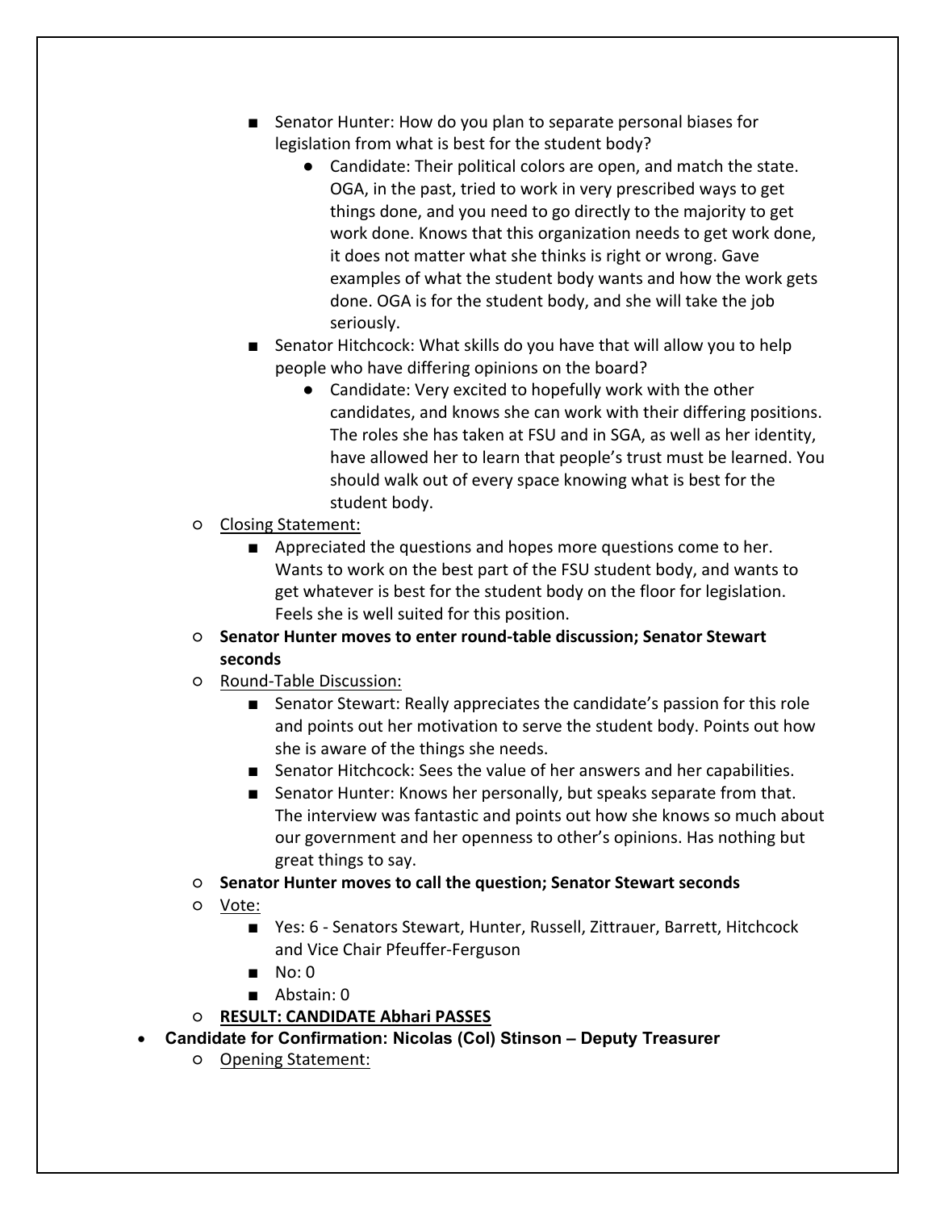- Senator Hunter: How do you plan to separate personal biases for legislation from what is best for the student body?
  - Candidate: Their political colors are open, and match the state. OGA, in the past, tried to work in very prescribed ways to get things done, and you need to go directly to the majority to get work done. Knows that this organization needs to get work done, it does not matter what she thinks is right or wrong. Gave examples of what the student body wants and how the work gets done. OGA is for the student body, and she will take the job seriously.
- Senator Hitchcock: What skills do you have that will allow you to help people who have differing opinions on the board?
  - Candidate: Very excited to hopefully work with the other candidates, and knows she can work with their differing positions. The roles she has taken at FSU and in SGA, as well as her identity, have allowed her to learn that people's trust must be learned. You should walk out of every space knowing what is best for the student body.

- Closing Statement:
  - Appreciated the questions and hopes more questions come to her. Wants to work on the best part of the FSU student body, and wants to get whatever is best for the student body on the floor for legislation. Feels she is well suited for this position.
- **Senator Hunter moves to enter round-table discussion; Senator Stewart seconds**
- Round-Table Discussion:
  - Senator Stewart: Really appreciates the candidate's passion for this role and points out her motivation to serve the student body. Points out how she is aware of the things she needs.
  - Senator Hitchcock: Sees the value of her answers and her capabilities.
  - Senator Hunter: Knows her personally, but speaks separate from that. The interview was fantastic and points out how she knows so much about our government and her openness to other's opinions. Has nothing but great things to say.
- **Senator Hunter moves to call the question; Senator Stewart seconds**
- Vote:
  - Yes: 6 - Senators Stewart, Hunter, Russell, Zittrauer, Barrett, Hitchcock and Vice Chair Pfeuffer-Ferguson
  - No: 0
  - Abstain: 0
- **RESULT: CANDIDATE Abhari PASSES**

- **Candidate for Confirmation: Nicolas (Col) Stinson – Deputy Treasurer**
  - Opening Statement: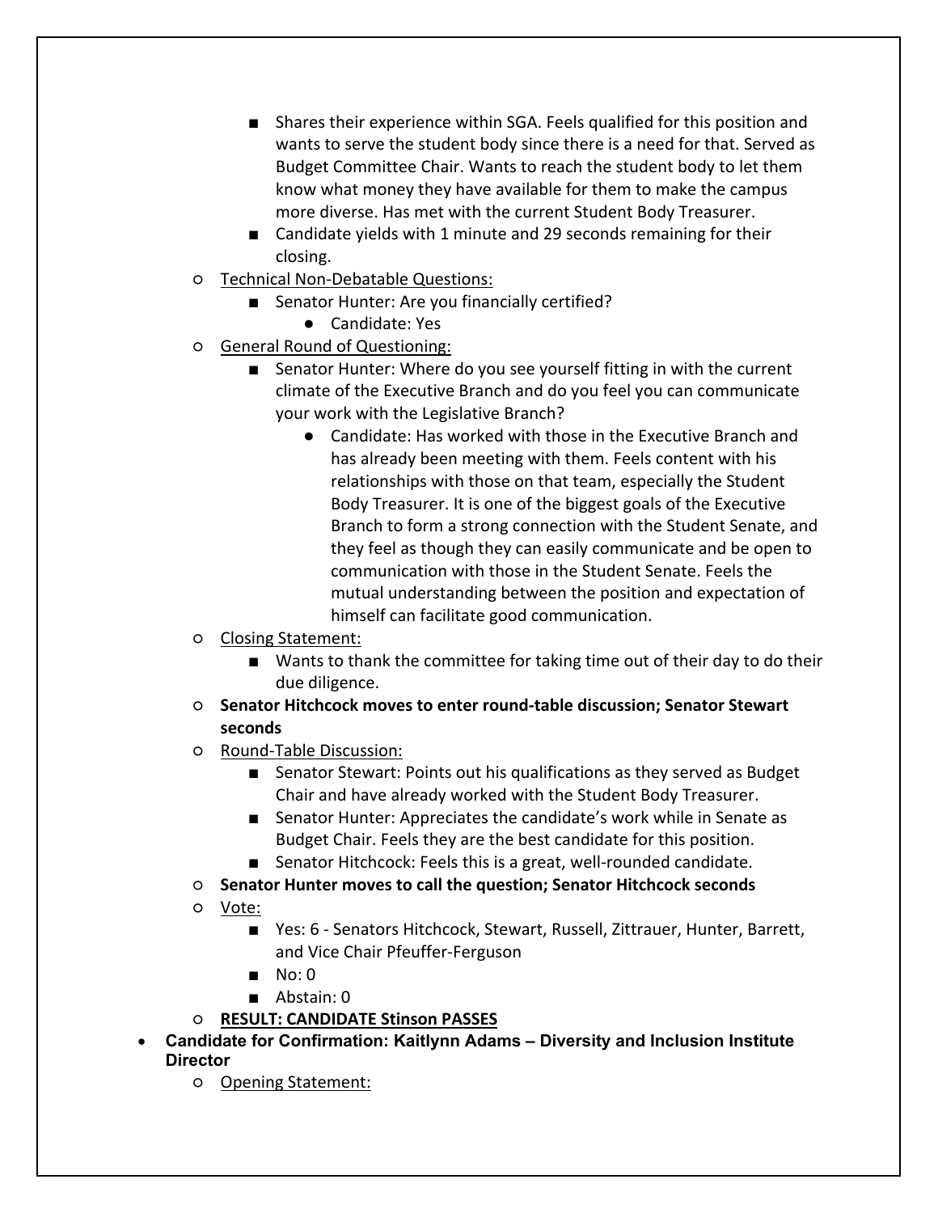- Shares their experience within SGA. Feels qualified for this position and wants to serve the student body since there is a need for that. Served as Budget Committee Chair. Wants to reach the student body to let them know what money they have available for them to make the campus more diverse. Has met with the current Student Body Treasurer.
        - Candidate yields with 1 minute and 29 seconds remaining for their closing.
    - Technical Non-Debatable Questions:
        - Senator Hunter: Are you financially certified?
            - Candidate: Yes
    - General Round of Questioning:
        - Senator Hunter: Where do you see yourself fitting in with the current climate of the Executive Branch and do you feel you can communicate your work with the Legislative Branch?
            - Candidate: Has worked with those in the Executive Branch and has already been meeting with them. Feels content with his relationships with those on that team, especially the Student Body Treasurer. It is one of the biggest goals of the Executive Branch to form a strong connection with the Student Senate, and they feel as though they can easily communicate and be open to communication with those in the Student Senate. Feels the mutual understanding between the position and expectation of himself can facilitate good communication.
    - Closing Statement:
        - Wants to thank the committee for taking time out of their day to do their due diligence.
    - **Senator Hitchcock moves to enter round-table discussion; Senator Stewart seconds**
    - Round-Table Discussion:
        - Senator Stewart: Points out his qualifications as they served as Budget Chair and have already worked with the Student Body Treasurer.
        - Senator Hunter: Appreciates the candidate's work while in Senate as Budget Chair. Feels they are the best candidate for this position.
        - Senator Hitchcock: Feels this is a great, well-rounded candidate.
    - **Senator Hunter moves to call the question; Senator Hitchcock seconds**
    - Vote:
        - Yes: 6 - Senators Hitchcock, Stewart, Russell, Zittrauer, Hunter, Barrett, and Vice Chair Pfeuffer-Ferguson
        - No: 0
        - Abstain: 0
    - **RESULT: CANDIDATE Stinson PASSES**
- **Candidate for Confirmation: Kaitlynn Adams – Diversity and Inclusion Institute Director**
    - Opening Statement: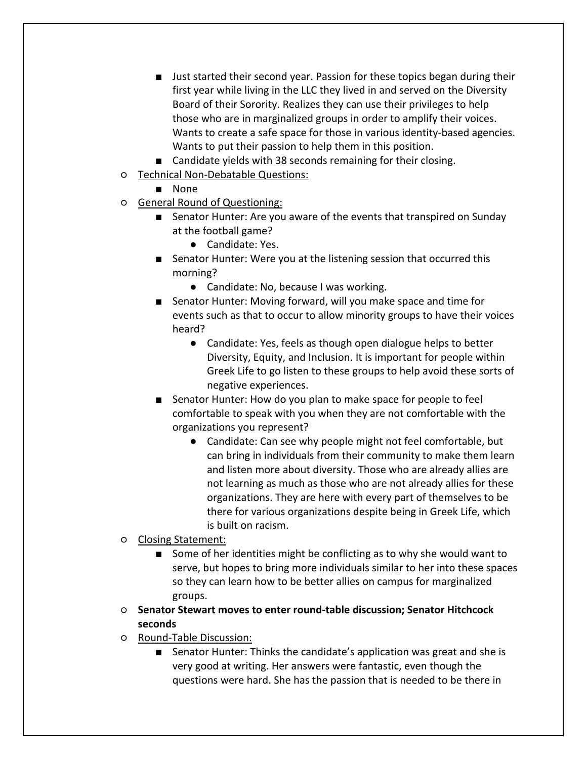- Just started their second year. Passion for these topics began during their first year while living in the LLC they lived in and served on the Diversity Board of their Sorority. Realizes they can use their privileges to help those who are in marginalized groups in order to amplify their voices. Wants to create a safe space for those in various identity-based agencies. Wants to put their passion to help them in this position.
- Candidate yields with 38 seconds remaining for their closing.

- <u>Technical Non-Debatable Questions:</u>
  - None
- <u>General Round of Questioning:</u>
  - Senator Hunter: Are you aware of the events that transpired on Sunday at the football game?
    - Candidate: Yes.
  - Senator Hunter: Were you at the listening session that occurred this morning?
    - Candidate: No, because I was working.
  - Senator Hunter: Moving forward, will you make space and time for events such as that to occur to allow minority groups to have their voices heard?
    - Candidate: Yes, feels as though open dialogue helps to better Diversity, Equity, and Inclusion. It is important for people within Greek Life to go listen to these groups to help avoid these sorts of negative experiences.
  - Senator Hunter: How do you plan to make space for people to feel comfortable to speak with you when they are not comfortable with the organizations you represent?
    - Candidate: Can see why people might not feel comfortable, but can bring in individuals from their community to make them learn and listen more about diversity. Those who are already allies are not learning as much as those who are not already allies for these organizations. They are here with every part of themselves to be there for various organizations despite being in Greek Life, which is built on racism.
- <u>Closing Statement:</u>
  - Some of her identities might be conflicting as to why she would want to serve, but hopes to bring more individuals similar to her into these spaces so they can learn how to be better allies on campus for marginalized groups.
- **Senator Stewart moves to enter round-table discussion; Senator Hitchcock seconds**
- <u>Round-Table Discussion:</u>
  - Senator Hunter: Thinks the candidate's application was great and she is very good at writing. Her answers were fantastic, even though the questions were hard. She has the passion that is needed to be there in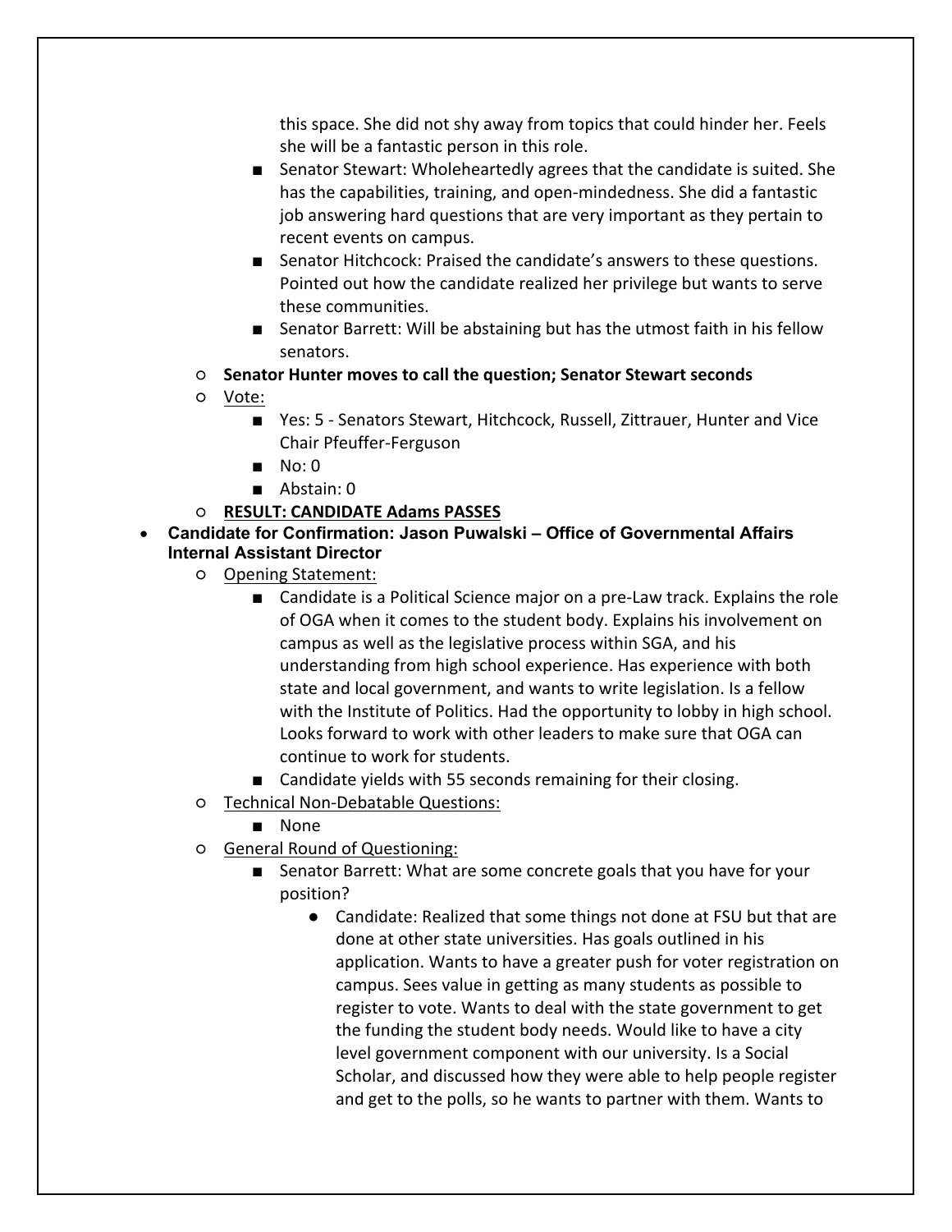this space. She did not shy away from topics that could hinder her. Feels she will be a fantastic person in this role.

- Senator Stewart: Wholeheartedly agrees that the candidate is suited. She has the capabilities, training, and open-mindedness. She did a fantastic job answering hard questions that are very important as they pertain to recent events on campus.
- Senator Hitchcock: Praised the candidate's answers to these questions. Pointed out how the candidate realized her privilege but wants to serve these communities.
- Senator Barrett: Will be abstaining but has the utmost faith in his fellow senators.

- **Senator Hunter moves to call the question; Senator Stewart seconds**
- Vote:
  - Yes: 5 - Senators Stewart, Hitchcock, Russell, Zittrauer, Hunter and Vice Chair Pfeuffer-Ferguson
  - No: 0
  - Abstain: 0
- **RESULT: CANDIDATE Adams PASSES**

- **Candidate for Confirmation: Jason Puwalski – Office of Governmental Affairs Internal Assistant Director**
  - Opening Statement:
    - Candidate is a Political Science major on a pre-Law track. Explains the role of OGA when it comes to the student body. Explains his involvement on campus as well as the legislative process within SGA, and his understanding from high school experience. Has experience with both state and local government, and wants to write legislation. Is a fellow with the Institute of Politics. Had the opportunity to lobby in high school. Looks forward to work with other leaders to make sure that OGA can continue to work for students.
    - Candidate yields with 55 seconds remaining for their closing.
  - Technical Non-Debatable Questions:
    - None
  - General Round of Questioning:
    - Senator Barrett: What are some concrete goals that you have for your position?
      - Candidate: Realized that some things not done at FSU but that are done at other state universities. Has goals outlined in his application. Wants to have a greater push for voter registration on campus. Sees value in getting as many students as possible to register to vote. Wants to deal with the state government to get the funding the student body needs. Would like to have a city level government component with our university. Is a Social Scholar, and discussed how they were able to help people register and get to the polls, so he wants to partner with them. Wants to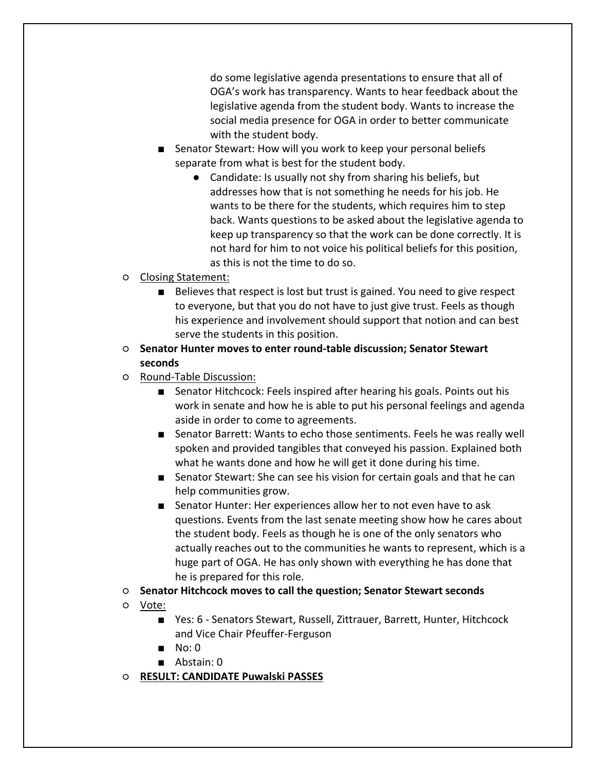do some legislative agenda presentations to ensure that all of OGA's work has transparency. Wants to hear feedback about the legislative agenda from the student body. Wants to increase the social media presence for OGA in order to better communicate with the student body.

- Senator Stewart: How will you work to keep your personal beliefs separate from what is best for the student body.
    - Candidate: Is usually not shy from sharing his beliefs, but addresses how that is not something he needs for his job. He wants to be there for the students, which requires him to step back. Wants questions to be asked about the legislative agenda to keep up transparency so that the work can be done correctly. It is not hard for him to not voice his political beliefs for this position, as this is not the time to do so.

- Closing Statement:
    - Believes that respect is lost but trust is gained. You need to give respect to everyone, but that you do not have to just give trust. Feels as though his experience and involvement should support that notion and can best serve the students in this position.
- **Senator Hunter moves to enter round-table discussion; Senator Stewart seconds**
- Round-Table Discussion:
    - Senator Hitchcock: Feels inspired after hearing his goals. Points out his work in senate and how he is able to put his personal feelings and agenda aside in order to come to agreements.
    - Senator Barrett: Wants to echo those sentiments. Feels he was really well spoken and provided tangibles that conveyed his passion. Explained both what he wants done and how he will get it done during his time.
    - Senator Stewart: She can see his vision for certain goals and that he can help communities grow.
    - Senator Hunter: Her experiences allow her to not even have to ask questions. Events from the last senate meeting show how he cares about the student body. Feels as though he is one of the only senators who actually reaches out to the communities he wants to represent, which is a huge part of OGA. He has only shown with everything he has done that he is prepared for this role.
- **Senator Hitchcock moves to call the question; Senator Stewart seconds**
- Vote:
    - Yes: 6 - Senators Stewart, Russell, Zittrauer, Barrett, Hunter, Hitchcock and Vice Chair Pfeuffer-Ferguson
    - No: 0
    - Abstain: 0
- **RESULT: CANDIDATE Puwalski PASSES**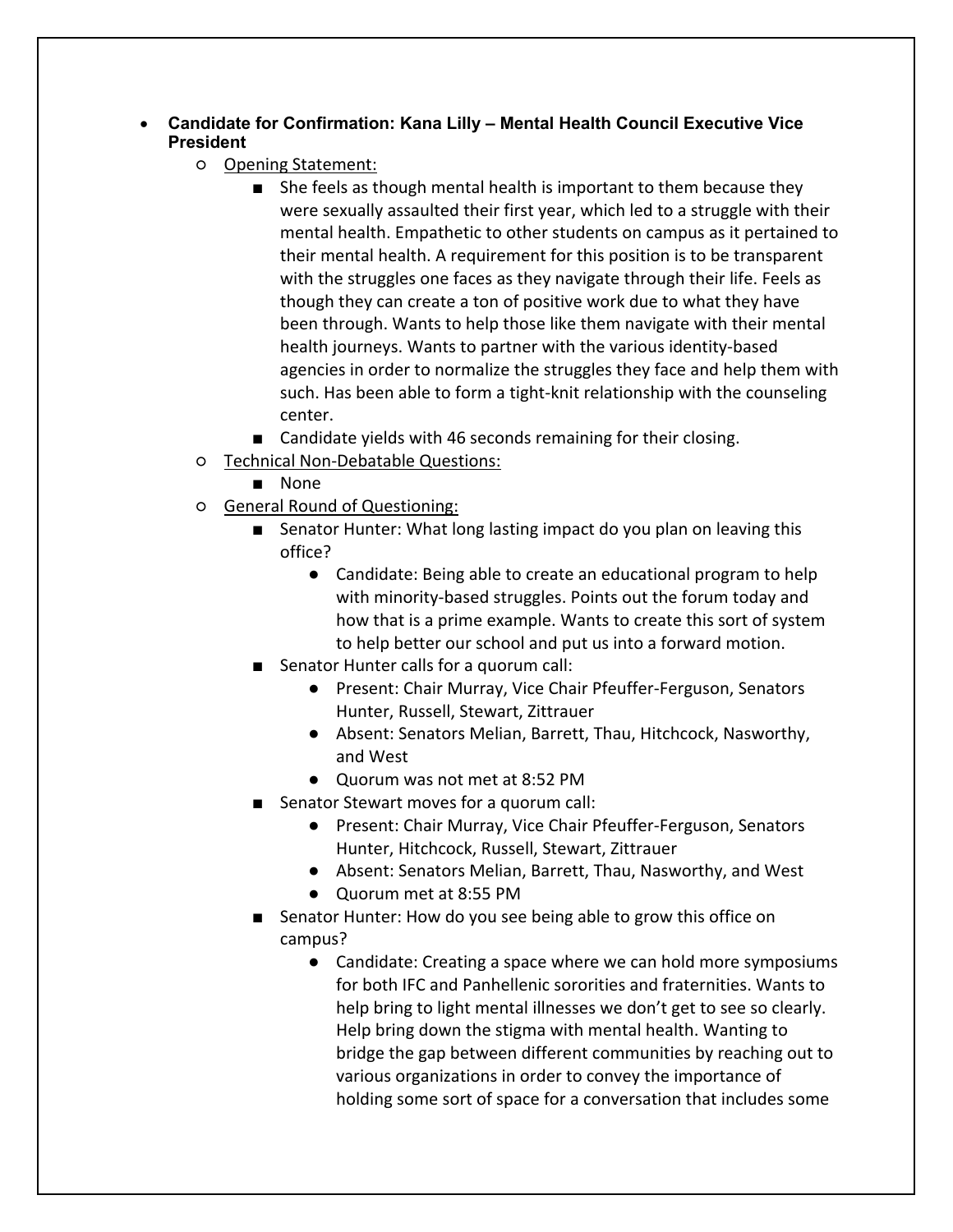- **Candidate for Confirmation: Kana Lilly – Mental Health Council Executive Vice President**
  - Opening Statement:
    - She feels as though mental health is important to them because they were sexually assaulted their first year, which led to a struggle with their mental health. Empathetic to other students on campus as it pertained to their mental health. A requirement for this position is to be transparent with the struggles one faces as they navigate through their life. Feels as though they can create a ton of positive work due to what they have been through. Wants to help those like them navigate with their mental health journeys. Wants to partner with the various identity-based agencies in order to normalize the struggles they face and help them with such. Has been able to form a tight-knit relationship with the counseling center.
    - Candidate yields with 46 seconds remaining for their closing.
  - Technical Non-Debatable Questions:
    - None
  - General Round of Questioning:
    - Senator Hunter: What long lasting impact do you plan on leaving this office?
      - Candidate: Being able to create an educational program to help with minority-based struggles. Points out the forum today and how that is a prime example. Wants to create this sort of system to help better our school and put us into a forward motion.
    - Senator Hunter calls for a quorum call:
      - Present: Chair Murray, Vice Chair Pfeuffer-Ferguson, Senators Hunter, Russell, Stewart, Zittrauer
      - Absent: Senators Melian, Barrett, Thau, Hitchcock, Nasworthy, and West
      - Quorum was not met at 8:52 PM
    - Senator Stewart moves for a quorum call:
      - Present: Chair Murray, Vice Chair Pfeuffer-Ferguson, Senators Hunter, Hitchcock, Russell, Stewart, Zittrauer
      - Absent: Senators Melian, Barrett, Thau, Nasworthy, and West
      - Quorum met at 8:55 PM
    - Senator Hunter: How do you see being able to grow this office on campus?
      - Candidate: Creating a space where we can hold more symposiums for both IFC and Panhellenic sororities and fraternities. Wants to help bring to light mental illnesses we don't get to see so clearly. Help bring down the stigma with mental health. Wanting to bridge the gap between different communities by reaching out to various organizations in order to convey the importance of holding some sort of space for a conversation that includes some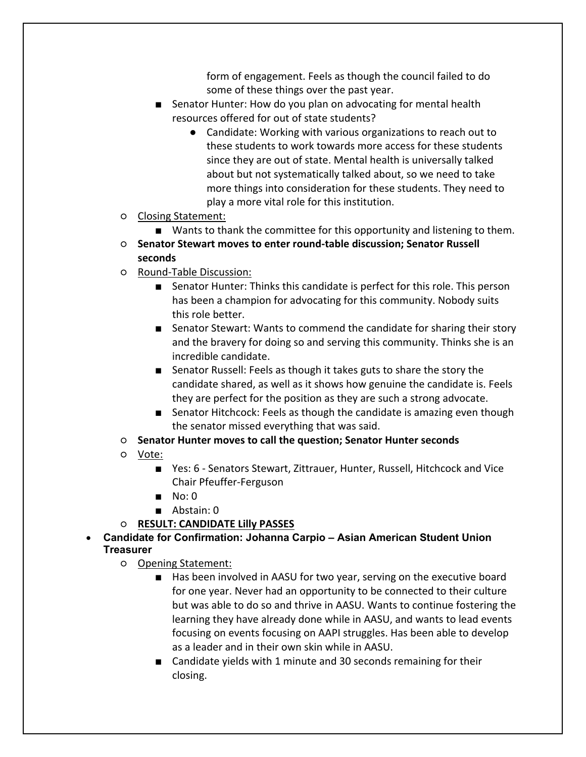- form of engagement. Feels as though the council failed to do some of these things over the past year.
        - Senator Hunter: How do you plan on advocating for mental health resources offered for out of state students?
            - Candidate: Working with various organizations to reach out to these students to work towards more access for these students since they are out of state. Mental health is universally talked about but not systematically talked about, so we need to take more things into consideration for these students. They need to play a more vital role for this institution.
    - <u>Closing Statement:</u>
        - Wants to thank the committee for this opportunity and listening to them.
    - **Senator Stewart moves to enter round-table discussion; Senator Russell seconds**
    - <u>Round-Table Discussion:</u>
        - Senator Hunter: Thinks this candidate is perfect for this role. This person has been a champion for advocating for this community. Nobody suits this role better.
        - Senator Stewart: Wants to commend the candidate for sharing their story and the bravery for doing so and serving this community. Thinks she is an incredible candidate.
        - Senator Russell: Feels as though it takes guts to share the story the candidate shared, as well as it shows how genuine the candidate is. Feels they are perfect for the position as they are such a strong advocate.
        - Senator Hitchcock: Feels as though the candidate is amazing even though the senator missed everything that was said.
    - **Senator Hunter moves to call the question; Senator Hunter seconds**
    - <u>Vote:</u>
        - Yes: 6 - Senators Stewart, Zittrauer, Hunter, Russell, Hitchcock and Vice Chair Pfeuffer-Ferguson
        - No: 0
        - Abstain: 0
    - **<u>RESULT: CANDIDATE Lilly PASSES</u>**
- **Candidate for Confirmation: Johanna Carpio – Asian American Student Union Treasurer**
    - <u>Opening Statement:</u>
        - Has been involved in AASU for two year, serving on the executive board for one year. Never had an opportunity to be connected to their culture but was able to do so and thrive in AASU. Wants to continue fostering the learning they have already done while in AASU, and wants to lead events focusing on events focusing on AAPI struggles. Has been able to develop as a leader and in their own skin while in AASU.
        - Candidate yields with 1 minute and 30 seconds remaining for their closing.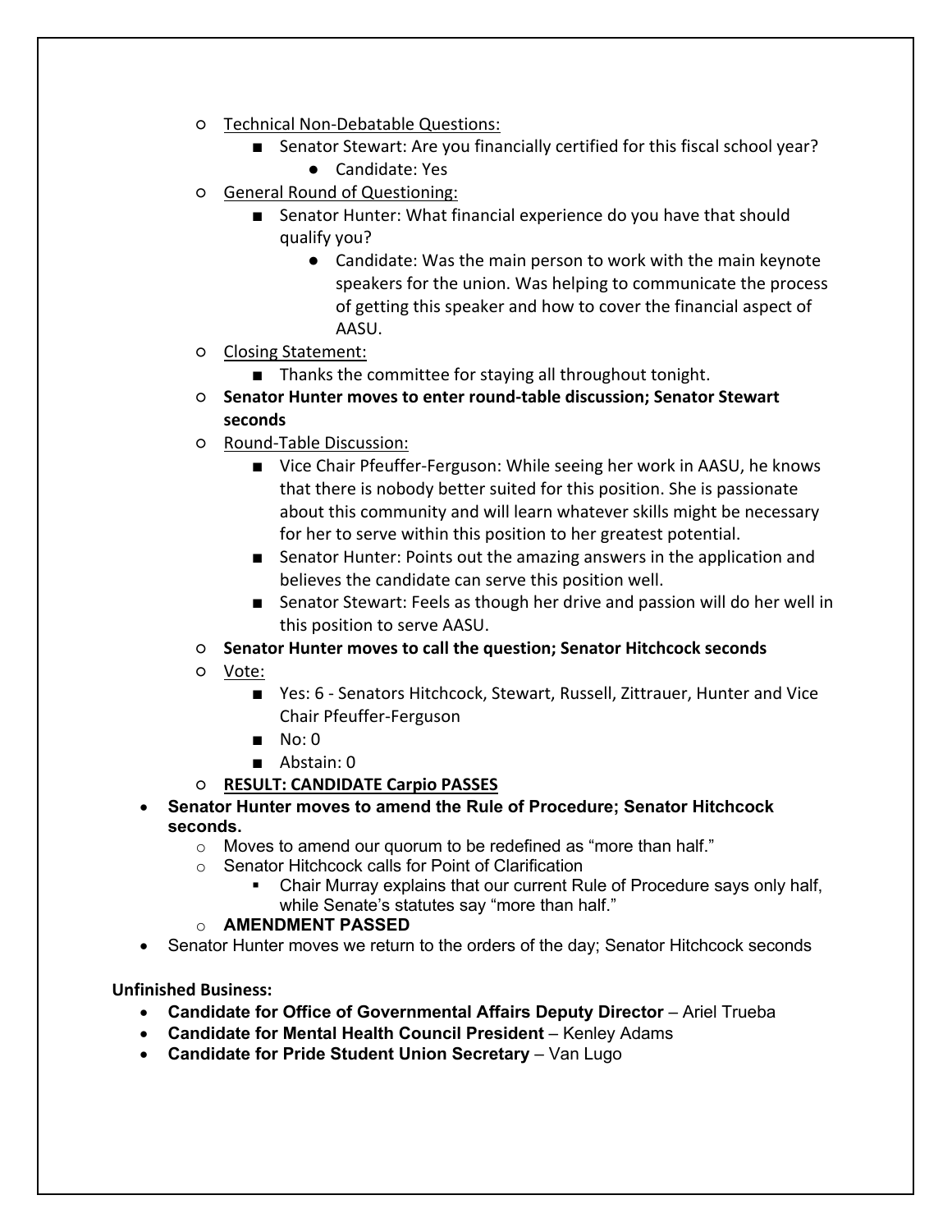- Technical Non-Debatable Questions:
  - Senator Stewart: Are you financially certified for this fiscal school year?
    - Candidate: Yes
- General Round of Questioning:
  - Senator Hunter: What financial experience do you have that should qualify you?
    - Candidate: Was the main person to work with the main keynote speakers for the union. Was helping to communicate the process of getting this speaker and how to cover the financial aspect of AASU.
- Closing Statement:
  - Thanks the committee for staying all throughout tonight.
- **Senator Hunter moves to enter round-table discussion; Senator Stewart seconds**
- Round-Table Discussion:
  - Vice Chair Pfeuffer-Ferguson: While seeing her work in AASU, he knows that there is nobody better suited for this position. She is passionate about this community and will learn whatever skills might be necessary for her to serve within this position to her greatest potential.
  - Senator Hunter: Points out the amazing answers in the application and believes the candidate can serve this position well.
  - Senator Stewart: Feels as though her drive and passion will do her well in this position to serve AASU.
- **Senator Hunter moves to call the question; Senator Hitchcock seconds**
- Vote:
  - Yes: 6 - Senators Hitchcock, Stewart, Russell, Zittrauer, Hunter and Vice Chair Pfeuffer-Ferguson
  - No: 0
  - Abstain: 0
- **RESULT: CANDIDATE Carpio PASSES**

- **Senator Hunter moves to amend the Rule of Procedure; Senator Hitchcock seconds.**
  - Moves to amend our quorum to be redefined as "more than half."
  - Senator Hitchcock calls for Point of Clarification
    - Chair Murray explains that our current Rule of Procedure says only half, while Senate's statutes say "more than half."
  - **AMENDMENT PASSED**
- Senator Hunter moves we return to the orders of the day; Senator Hitchcock seconds

**Unfinished Business:**

- **Candidate for Office of Governmental Affairs Deputy Director** – Ariel Trueba
- **Candidate for Mental Health Council President** – Kenley Adams
- **Candidate for Pride Student Union Secretary** – Van Lugo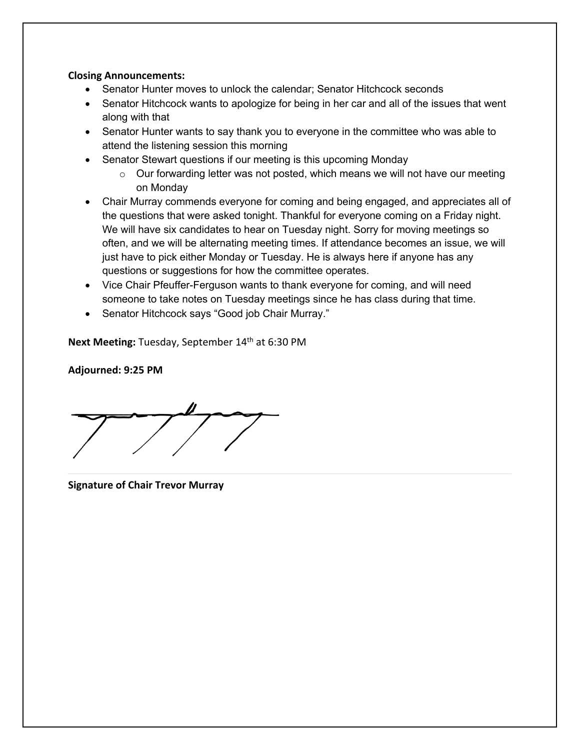**Closing Announcements:**

- Senator Hunter moves to unlock the calendar; Senator Hitchcock seconds
- Senator Hitchcock wants to apologize for being in her car and all of the issues that went along with that
- Senator Hunter wants to say thank you to everyone in the committee who was able to attend the listening session this morning
- Senator Stewart questions if our meeting is this upcoming Monday
    - Our forwarding letter was not posted, which means we will not have our meeting on Monday
- Chair Murray commends everyone for coming and being engaged, and appreciates all of the questions that were asked tonight. Thankful for everyone coming on a Friday night. We will have six candidates to hear on Tuesday night. Sorry for moving meetings so often, and we will be alternating meeting times. If attendance becomes an issue, we will just have to pick either Monday or Tuesday. He is always here if anyone has any questions or suggestions for how the committee operates.
- Vice Chair Pfeuffer-Ferguson wants to thank everyone for coming, and will need someone to take notes on Tuesday meetings since he has class during that time.
- Senator Hitchcock says "Good job Chair Murray."

**Next Meeting:** Tuesday, September 14th at 6:30 PM

**Adjourned: 9:25 PM**

---

**Signature of Chair Trevor Murray**